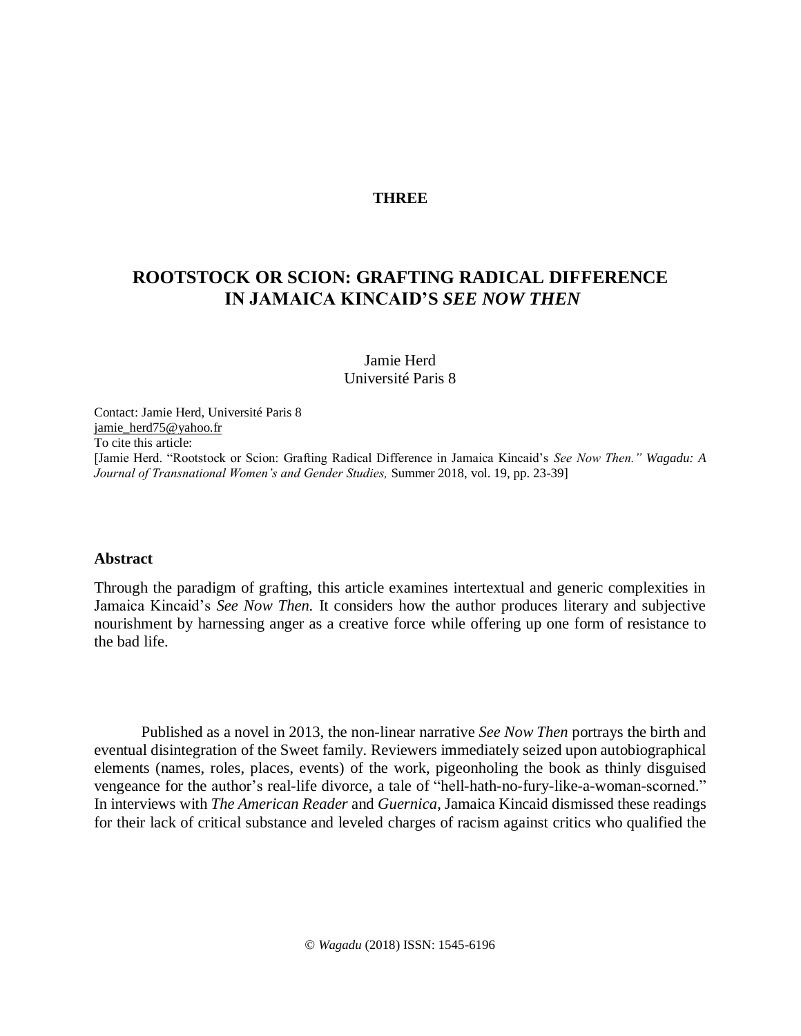**THREE**

# ROOTSTOCK OR SCION: GRAFTING RADICAL DIFFERENCE IN JAMAICA KINCAID'S *SEE NOW THEN*

Jamie Herd
Université Paris 8

Contact: Jamie Herd, Université Paris 8
jamie_herd75@yahoo.fr
To cite this article:
[Jamie Herd. "Rootstock or Scion: Grafting Radical Difference in Jamaica Kincaid's *See Now Then." Wagadu: A Journal of Transnational Women's and Gender Studies,* Summer 2018, vol. 19, pp. 23-39]

## Abstract

Through the paradigm of grafting, this article examines intertextual and generic complexities in Jamaica Kincaid's *See Now Then.* It considers how the author produces literary and subjective nourishment by harnessing anger as a creative force while offering up one form of resistance to the bad life.

Published as a novel in 2013, the non-linear narrative *See Now Then* portrays the birth and eventual disintegration of the Sweet family. Reviewers immediately seized upon autobiographical elements (names, roles, places, events) of the work, pigeonholing the book as thinly disguised vengeance for the author's real-life divorce, a tale of "hell-hath-no-fury-like-a-woman-scorned." In interviews with *The American Reader* and *Guernica*, Jamaica Kincaid dismissed these readings for their lack of critical substance and leveled charges of racism against critics who qualified the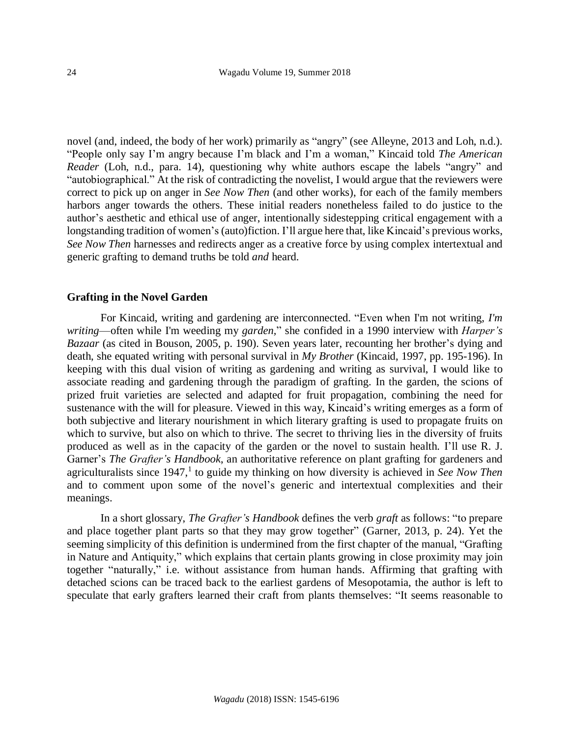novel (and, indeed, the body of her work) primarily as "angry" (see Alleyne, 2013 and Loh, n.d.). "People only say I'm angry because I'm black and I'm a woman," Kincaid told *The American Reader* (Loh, n.d., para. 14), questioning why white authors escape the labels "angry" and "autobiographical." At the risk of contradicting the novelist, I would argue that the reviewers were correct to pick up on anger in *See Now Then* (and other works), for each of the family members harbors anger towards the others. These initial readers nonetheless failed to do justice to the author's aesthetic and ethical use of anger, intentionally sidestepping critical engagement with a longstanding tradition of women's (auto)fiction. I'll argue here that, like Kincaid's previous works, *See Now Then* harnesses and redirects anger as a creative force by using complex intertextual and generic grafting to demand truths be told *and* heard.

## Grafting in the Novel Garden

For Kincaid, writing and gardening are interconnected. "Even when I'm not writing, *I'm writing*—often while I'm weeding my *garden*," she confided in a 1990 interview with *Harper's Bazaar* (as cited in Bouson, 2005, p. 190). Seven years later, recounting her brother's dying and death, she equated writing with personal survival in *My Brother* (Kincaid, 1997, pp. 195-196). In keeping with this dual vision of writing as gardening and writing as survival, I would like to associate reading and gardening through the paradigm of grafting. In the garden, the scions of prized fruit varieties are selected and adapted for fruit propagation, combining the need for sustenance with the will for pleasure. Viewed in this way, Kincaid's writing emerges as a form of both subjective and literary nourishment in which literary grafting is used to propagate fruits on which to survive, but also on which to thrive. The secret to thriving lies in the diversity of fruits produced as well as in the capacity of the garden or the novel to sustain health. I'll use R. J. Garner's *The Grafter's Handbook*, an authoritative reference on plant grafting for gardeners and agriculturalists since 1947,[1] to guide my thinking on how diversity is achieved in *See Now Then* and to comment upon some of the novel's generic and intertextual complexities and their meanings.

In a short glossary, *The Grafter's Handbook* defines the verb *graft* as follows: "to prepare and place together plant parts so that they may grow together" (Garner, 2013, p. 24). Yet the seeming simplicity of this definition is undermined from the first chapter of the manual, "Grafting in Nature and Antiquity," which explains that certain plants growing in close proximity may join together "naturally," i.e. without assistance from human hands. Affirming that grafting with detached scions can be traced back to the earliest gardens of Mesopotamia, the author is left to speculate that early grafters learned their craft from plants themselves: "It seems reasonable to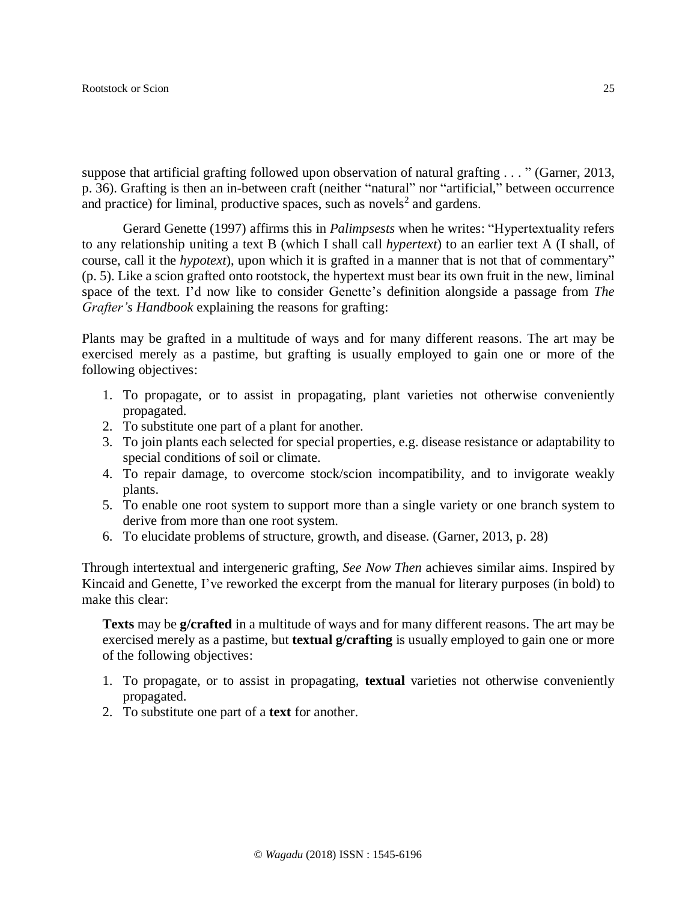suppose that artificial grafting followed upon observation of natural grafting . . . " (Garner, 2013, p. 36). Grafting is then an in-between craft (neither "natural" nor "artificial," between occurrence and practice) for liminal, productive spaces, such as novels[2] and gardens.

Gerard Genette (1997) affirms this in *Palimpsests* when he writes: "Hypertextuality refers to any relationship uniting a text B (which I shall call *hypertext*) to an earlier text A (I shall, of course, call it the *hypotext*), upon which it is grafted in a manner that is not that of commentary" (p. 5). Like a scion grafted onto rootstock, the hypertext must bear its own fruit in the new, liminal space of the text. I'd now like to consider Genette's definition alongside a passage from *The Grafter's Handbook* explaining the reasons for grafting:

Plants may be grafted in a multitude of ways and for many different reasons. The art may be exercised merely as a pastime, but grafting is usually employed to gain one or more of the following objectives:

1. To propagate, or to assist in propagating, plant varieties not otherwise conveniently propagated.
2. To substitute one part of a plant for another.
3. To join plants each selected for special properties, e.g. disease resistance or adaptability to special conditions of soil or climate.
4. To repair damage, to overcome stock/scion incompatibility, and to invigorate weakly plants.
5. To enable one root system to support more than a single variety or one branch system to derive from more than one root system.
6. To elucidate problems of structure, growth, and disease. (Garner, 2013, p. 28)

Through intertextual and intergeneric grafting, *See Now Then* achieves similar aims. Inspired by Kincaid and Genette, I've reworked the excerpt from the manual for literary purposes (in bold) to make this clear:

> **Texts** may be **g/crafted** in a multitude of ways and for many different reasons. The art may be exercised merely as a pastime, but **textual g/crafting** is usually employed to gain one or more of the following objectives:
>
> 1. To propagate, or to assist in propagating, **textual** varieties not otherwise conveniently propagated.
> 2. To substitute one part of a **text** for another.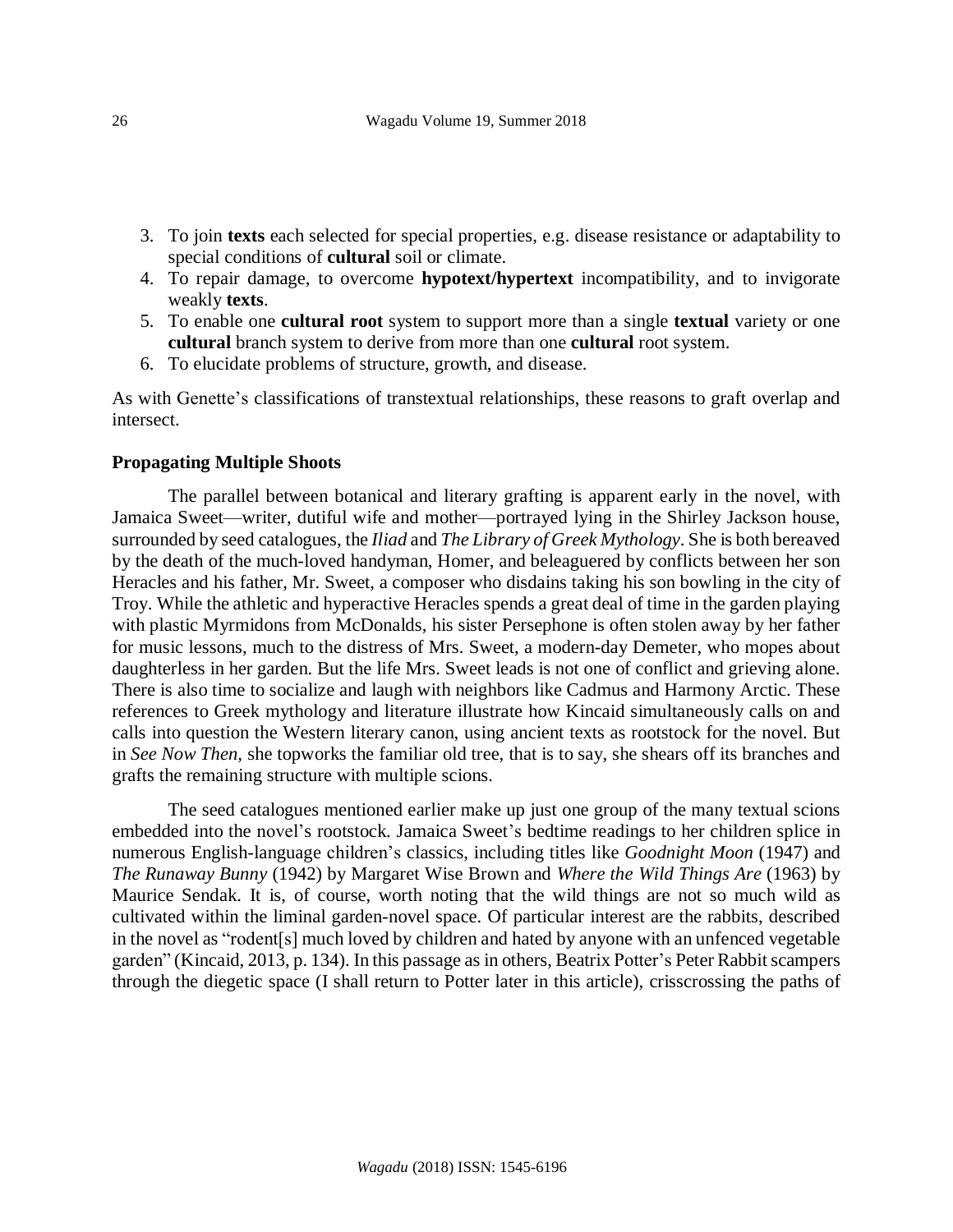3. To join **texts** each selected for special properties, e.g. disease resistance or adaptability to special conditions of **cultural** soil or climate.
4. To repair damage, to overcome **hypotext/hypertext** incompatibility, and to invigorate weakly **texts**.
5. To enable one **cultural root** system to support more than a single **textual** variety or one **cultural** branch system to derive from more than one **cultural** root system.
6. To elucidate problems of structure, growth, and disease.

As with Genette's classifications of transtextual relationships, these reasons to graft overlap and intersect.

### Propagating Multiple Shoots

The parallel between botanical and literary grafting is apparent early in the novel, with Jamaica Sweet—writer, dutiful wife and mother—portrayed lying in the Shirley Jackson house, surrounded by seed catalogues, the *Iliad* and *The Library of Greek Mythology*. She is both bereaved by the death of the much-loved handyman, Homer, and beleaguered by conflicts between her son Heracles and his father, Mr. Sweet, a composer who disdains taking his son bowling in the city of Troy. While the athletic and hyperactive Heracles spends a great deal of time in the garden playing with plastic Myrmidons from McDonalds, his sister Persephone is often stolen away by her father for music lessons, much to the distress of Mrs. Sweet, a modern-day Demeter, who mopes about daughterless in her garden. But the life Mrs. Sweet leads is not one of conflict and grieving alone. There is also time to socialize and laugh with neighbors like Cadmus and Harmony Arctic. These references to Greek mythology and literature illustrate how Kincaid simultaneously calls on and calls into question the Western literary canon, using ancient texts as rootstock for the novel. But in *See Now Then*, she topworks the familiar old tree, that is to say, she shears off its branches and grafts the remaining structure with multiple scions.

The seed catalogues mentioned earlier make up just one group of the many textual scions embedded into the novel's rootstock. Jamaica Sweet's bedtime readings to her children splice in numerous English-language children's classics, including titles like *Goodnight Moon* (1947) and *The Runaway Bunny* (1942) by Margaret Wise Brown and *Where the Wild Things Are* (1963) by Maurice Sendak. It is, of course, worth noting that the wild things are not so much wild as cultivated within the liminal garden-novel space. Of particular interest are the rabbits, described in the novel as "rodent[s] much loved by children and hated by anyone with an unfenced vegetable garden" (Kincaid, 2013, p. 134). In this passage as in others, Beatrix Potter's Peter Rabbit scampers through the diegetic space (I shall return to Potter later in this article), crisscrossing the paths of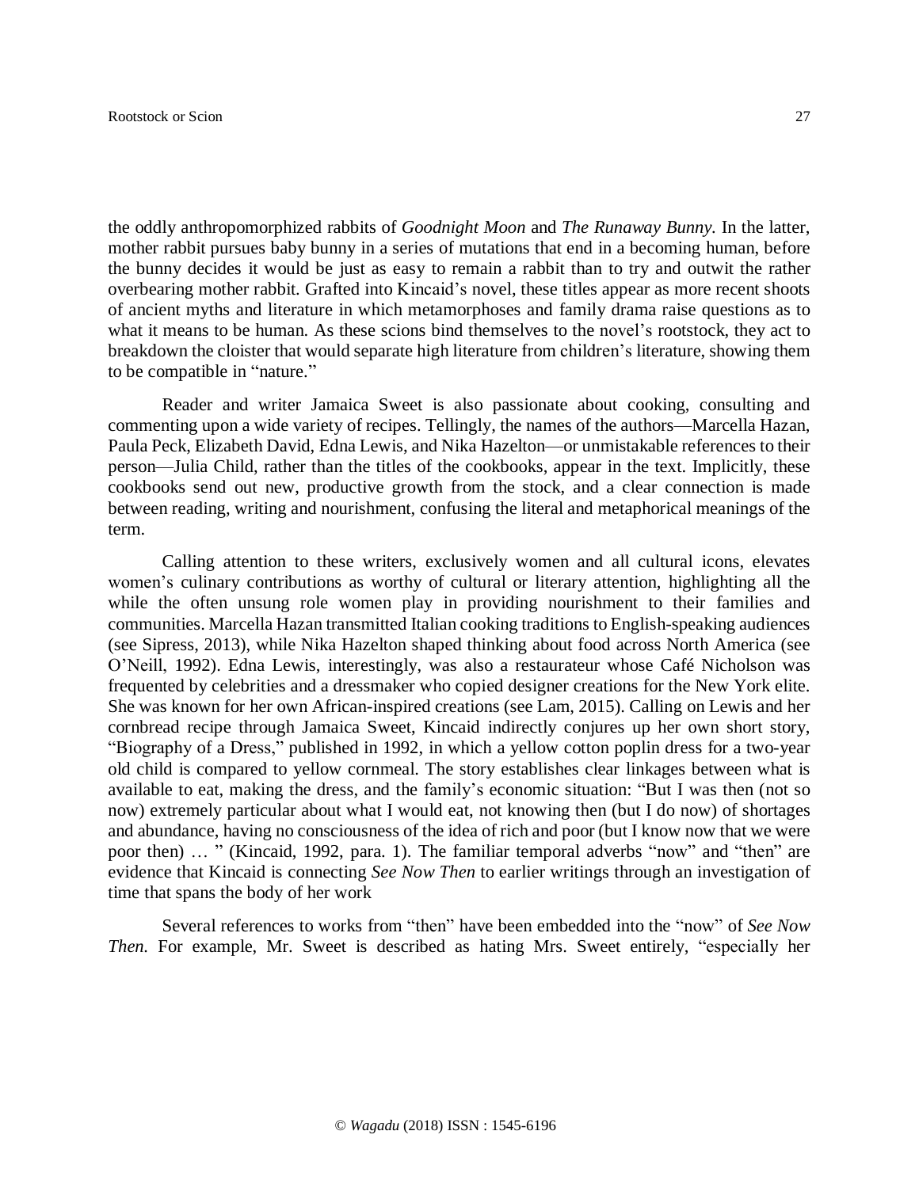the oddly anthropomorphized rabbits of *Goodnight Moon* and *The Runaway Bunny.* In the latter, mother rabbit pursues baby bunny in a series of mutations that end in a becoming human, before the bunny decides it would be just as easy to remain a rabbit than to try and outwit the rather overbearing mother rabbit. Grafted into Kincaid's novel, these titles appear as more recent shoots of ancient myths and literature in which metamorphoses and family drama raise questions as to what it means to be human. As these scions bind themselves to the novel's rootstock, they act to breakdown the cloister that would separate high literature from children's literature, showing them to be compatible in "nature."

Reader and writer Jamaica Sweet is also passionate about cooking, consulting and commenting upon a wide variety of recipes. Tellingly, the names of the authors—Marcella Hazan, Paula Peck, Elizabeth David, Edna Lewis, and Nika Hazelton—or unmistakable references to their person—Julia Child, rather than the titles of the cookbooks, appear in the text. Implicitly, these cookbooks send out new, productive growth from the stock, and a clear connection is made between reading, writing and nourishment, confusing the literal and metaphorical meanings of the term.

Calling attention to these writers, exclusively women and all cultural icons, elevates women's culinary contributions as worthy of cultural or literary attention, highlighting all the while the often unsung role women play in providing nourishment to their families and communities. Marcella Hazan transmitted Italian cooking traditions to English-speaking audiences (see Sipress, 2013), while Nika Hazelton shaped thinking about food across North America (see O'Neill, 1992). Edna Lewis, interestingly, was also a restaurateur whose Café Nicholson was frequented by celebrities and a dressmaker who copied designer creations for the New York elite. She was known for her own African-inspired creations (see Lam, 2015). Calling on Lewis and her cornbread recipe through Jamaica Sweet, Kincaid indirectly conjures up her own short story, "Biography of a Dress," published in 1992, in which a yellow cotton poplin dress for a two-year old child is compared to yellow cornmeal. The story establishes clear linkages between what is available to eat, making the dress, and the family's economic situation: "But I was then (not so now) extremely particular about what I would eat, not knowing then (but I do now) of shortages and abundance, having no consciousness of the idea of rich and poor (but I know now that we were poor then) … " (Kincaid, 1992, para. 1). The familiar temporal adverbs "now" and "then" are evidence that Kincaid is connecting *See Now Then* to earlier writings through an investigation of time that spans the body of her work

Several references to works from "then" have been embedded into the "now" of *See Now Then.* For example, Mr. Sweet is described as hating Mrs. Sweet entirely, "especially her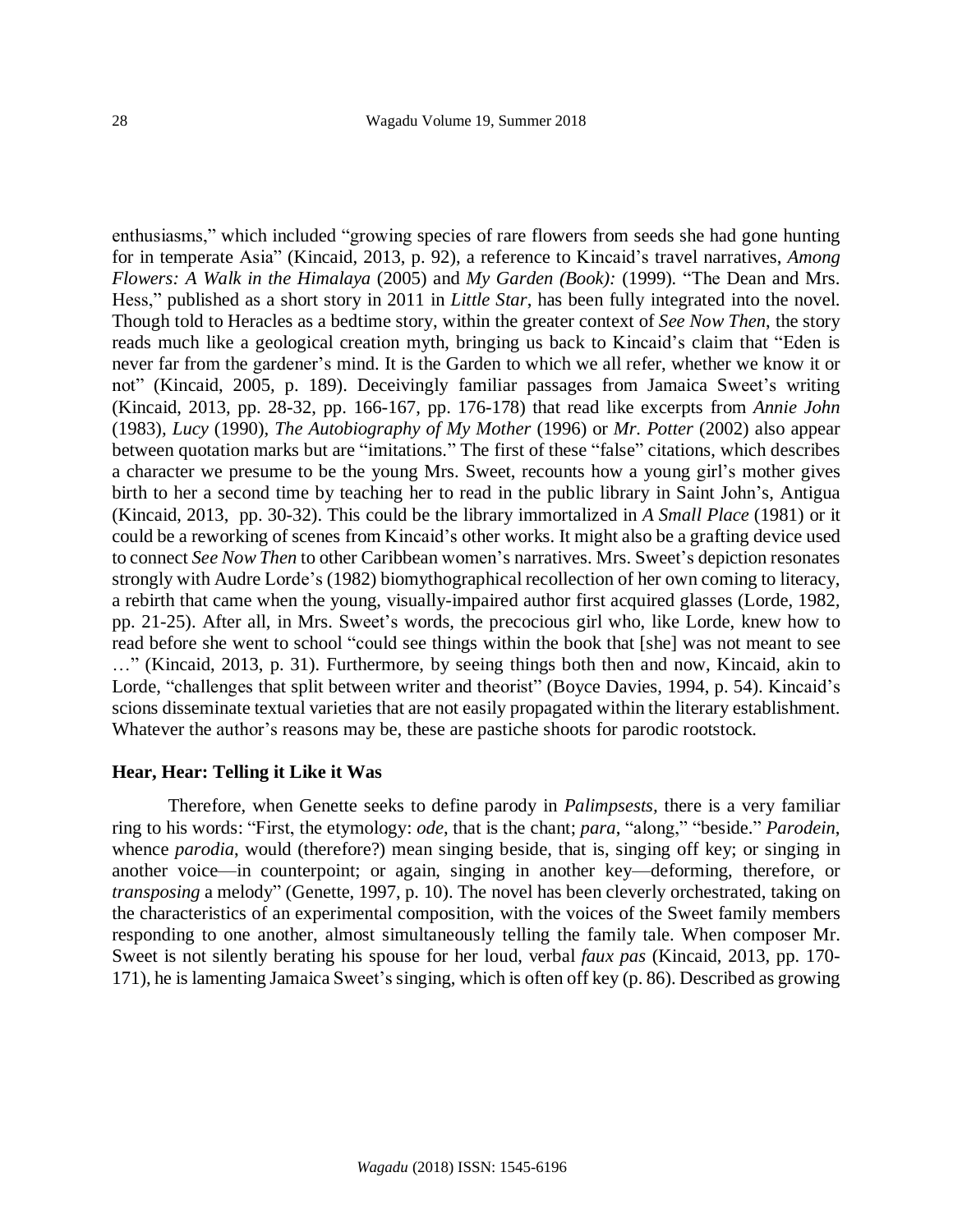enthusiasms," which included "growing species of rare flowers from seeds she had gone hunting for in temperate Asia" (Kincaid, 2013, p. 92), a reference to Kincaid's travel narratives, *Among Flowers: A Walk in the Himalaya* (2005) and *My Garden (Book):* (1999). "The Dean and Mrs. Hess," published as a short story in 2011 in *Little Star*, has been fully integrated into the novel. Though told to Heracles as a bedtime story, within the greater context of *See Now Then*, the story reads much like a geological creation myth, bringing us back to Kincaid's claim that "Eden is never far from the gardener's mind. It is the Garden to which we all refer, whether we know it or not" (Kincaid, 2005, p. 189). Deceivingly familiar passages from Jamaica Sweet's writing (Kincaid, 2013, pp. 28-32, pp. 166-167, pp. 176-178) that read like excerpts from *Annie John* (1983), *Lucy* (1990), *The Autobiography of My Mother* (1996) or *Mr. Potter* (2002) also appear between quotation marks but are "imitations." The first of these "false" citations, which describes a character we presume to be the young Mrs. Sweet, recounts how a young girl's mother gives birth to her a second time by teaching her to read in the public library in Saint John's, Antigua (Kincaid, 2013, pp. 30-32). This could be the library immortalized in *A Small Place* (1981) or it could be a reworking of scenes from Kincaid's other works. It might also be a grafting device used to connect *See Now Then* to other Caribbean women's narratives. Mrs. Sweet's depiction resonates strongly with Audre Lorde's (1982) biomythographical recollection of her own coming to literacy, a rebirth that came when the young, visually-impaired author first acquired glasses (Lorde, 1982, pp. 21-25). After all, in Mrs. Sweet's words, the precocious girl who, like Lorde, knew how to read before she went to school "could see things within the book that [she] was not meant to see …" (Kincaid, 2013, p. 31). Furthermore, by seeing things both then and now, Kincaid, akin to Lorde, "challenges that split between writer and theorist" (Boyce Davies, 1994, p. 54). Kincaid's scions disseminate textual varieties that are not easily propagated within the literary establishment. Whatever the author's reasons may be, these are pastiche shoots for parodic rootstock.

**Hear, Hear: Telling it Like it Was**

Therefore, when Genette seeks to define parody in *Palimpsests*, there is a very familiar ring to his words: "First, the etymology: *ode*, that is the chant; *para*, "along," "beside." *Parodein*, whence *parodia*, would (therefore?) mean singing beside, that is, singing off key; or singing in another voice—in counterpoint; or again, singing in another key—deforming, therefore, or *transposing* a melody" (Genette, 1997, p. 10). The novel has been cleverly orchestrated, taking on the characteristics of an experimental composition, with the voices of the Sweet family members responding to one another, almost simultaneously telling the family tale. When composer Mr. Sweet is not silently berating his spouse for her loud, verbal *faux pas* (Kincaid, 2013, pp. 170-171), he is lamenting Jamaica Sweet's singing, which is often off key (p. 86). Described as growing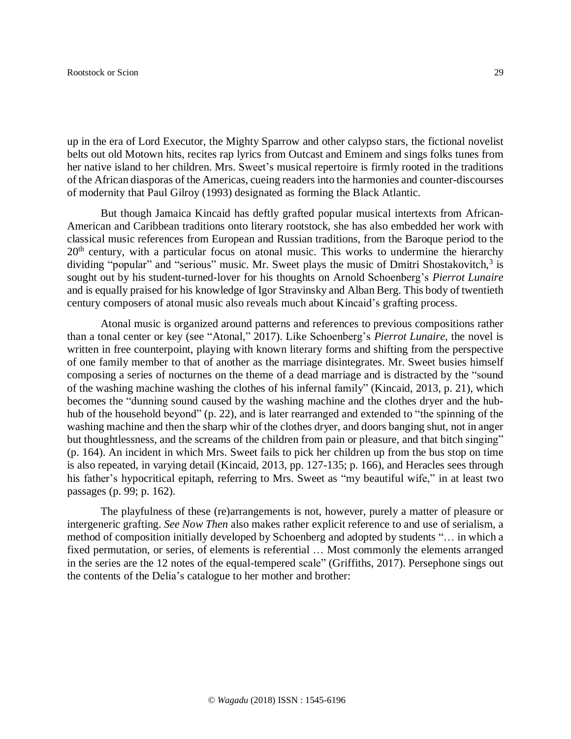up in the era of Lord Executor, the Mighty Sparrow and other calypso stars, the fictional novelist belts out old Motown hits, recites rap lyrics from Outcast and Eminem and sings folks tunes from her native island to her children. Mrs. Sweet's musical repertoire is firmly rooted in the traditions of the African diasporas of the Americas, cueing readers into the harmonies and counter-discourses of modernity that Paul Gilroy (1993) designated as forming the Black Atlantic.

But though Jamaica Kincaid has deftly grafted popular musical intertexts from African-American and Caribbean traditions onto literary rootstock, she has also embedded her work with classical music references from European and Russian traditions, from the Baroque period to the 20th century, with a particular focus on atonal music. This works to undermine the hierarchy dividing "popular" and "serious" music. Mr. Sweet plays the music of Dmitri Shostakovitch,[3] is sought out by his student-turned-lover for his thoughts on Arnold Schoenberg's *Pierrot Lunaire* and is equally praised for his knowledge of Igor Stravinsky and Alban Berg. This body of twentieth century composers of atonal music also reveals much about Kincaid's grafting process.

Atonal music is organized around patterns and references to previous compositions rather than a tonal center or key (see "Atonal," 2017). Like Schoenberg's *Pierrot Lunaire,* the novel is written in free counterpoint, playing with known literary forms and shifting from the perspective of one family member to that of another as the marriage disintegrates. Mr. Sweet busies himself composing a series of nocturnes on the theme of a dead marriage and is distracted by the "sound of the washing machine washing the clothes of his infernal family" (Kincaid, 2013, p. 21), which becomes the "dunning sound caused by the washing machine and the clothes dryer and the hub-hub of the household beyond" (p. 22), and is later rearranged and extended to "the spinning of the washing machine and then the sharp whir of the clothes dryer, and doors banging shut, not in anger but thoughtlessness, and the screams of the children from pain or pleasure, and that bitch singing" (p. 164). An incident in which Mrs. Sweet fails to pick her children up from the bus stop on time is also repeated, in varying detail (Kincaid, 2013, pp. 127-135; p. 166), and Heracles sees through his father's hypocritical epitaph, referring to Mrs. Sweet as "my beautiful wife," in at least two passages (p. 99; p. 162).

The playfulness of these (re)arrangements is not, however, purely a matter of pleasure or intergeneric grafting. *See Now Then* also makes rather explicit reference to and use of serialism, a method of composition initially developed by Schoenberg and adopted by students "… in which a fixed permutation, or series, of elements is referential … Most commonly the elements arranged in the series are the 12 notes of the equal-tempered scale" (Griffiths, 2017). Persephone sings out the contents of the Delia's catalogue to her mother and brother: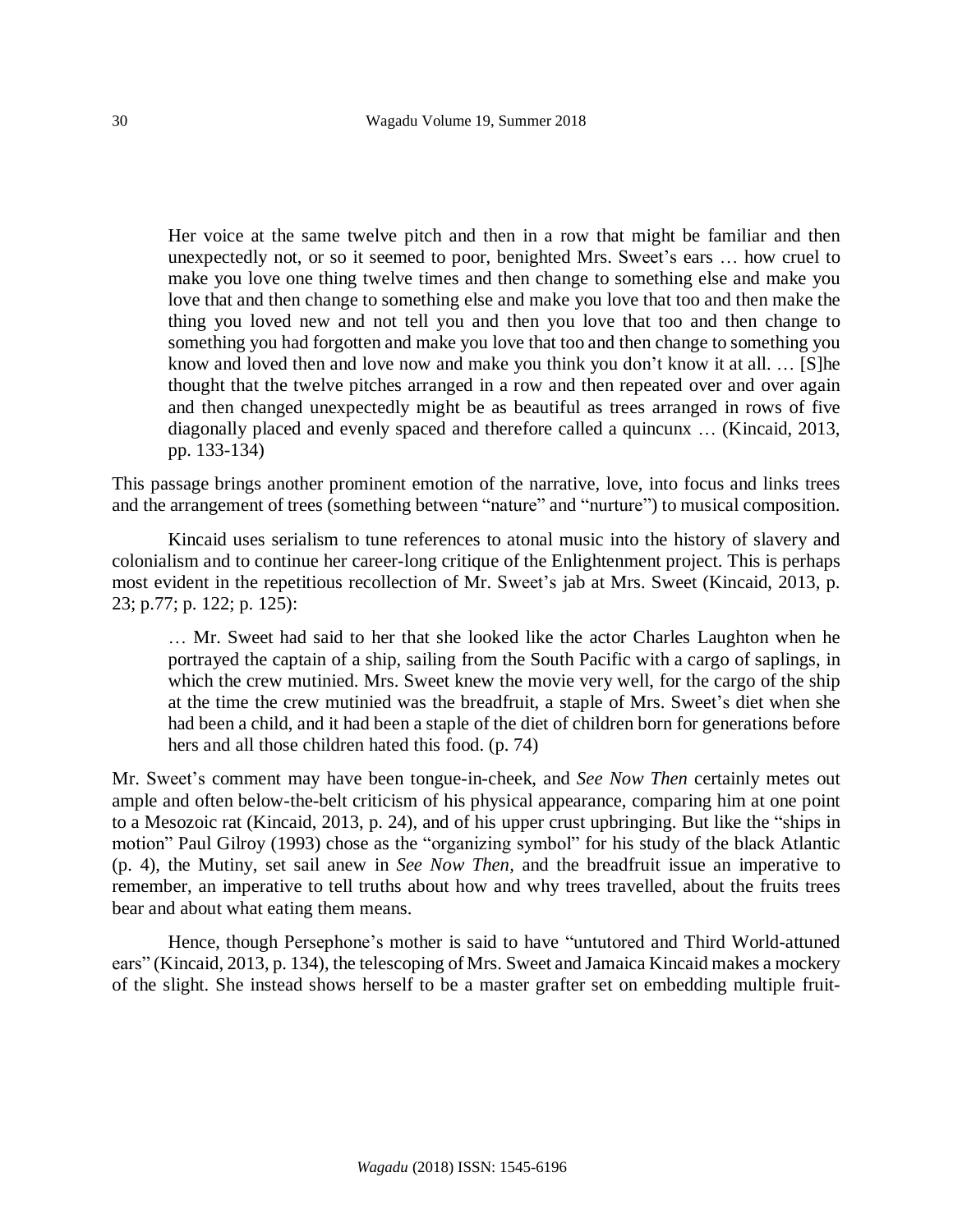> Her voice at the same twelve pitch and then in a row that might be familiar and then unexpectedly not, or so it seemed to poor, benighted Mrs. Sweet's ears … how cruel to make you love one thing twelve times and then change to something else and make you love that and then change to something else and make you love that too and then make the thing you loved new and not tell you and then you love that too and then change to something you had forgotten and make you love that too and then change to something you know and loved then and love now and make you think you don't know it at all. … [S]he thought that the twelve pitches arranged in a row and then repeated over and over again and then changed unexpectedly might be as beautiful as trees arranged in rows of five diagonally placed and evenly spaced and therefore called a quincunx … (Kincaid, 2013, pp. 133-134)

This passage brings another prominent emotion of the narrative, love, into focus and links trees and the arrangement of trees (something between "nature" and "nurture") to musical composition.

Kincaid uses serialism to tune references to atonal music into the history of slavery and colonialism and to continue her career-long critique of the Enlightenment project. This is perhaps most evident in the repetitious recollection of Mr. Sweet's jab at Mrs. Sweet (Kincaid, 2013, p. 23; p.77; p. 122; p. 125):

> … Mr. Sweet had said to her that she looked like the actor Charles Laughton when he portrayed the captain of a ship, sailing from the South Pacific with a cargo of saplings, in which the crew mutinied. Mrs. Sweet knew the movie very well, for the cargo of the ship at the time the crew mutinied was the breadfruit, a staple of Mrs. Sweet's diet when she had been a child, and it had been a staple of the diet of children born for generations before hers and all those children hated this food. (p. 74)

Mr. Sweet's comment may have been tongue-in-cheek, and *See Now Then* certainly metes out ample and often below-the-belt criticism of his physical appearance, comparing him at one point to a Mesozoic rat (Kincaid, 2013, p. 24), and of his upper crust upbringing. But like the "ships in motion" Paul Gilroy (1993) chose as the "organizing symbol" for his study of the black Atlantic (p. 4), the Mutiny, set sail anew in *See Now Then,* and the breadfruit issue an imperative to remember, an imperative to tell truths about how and why trees travelled, about the fruits trees bear and about what eating them means.

Hence, though Persephone's mother is said to have "untutored and Third World-attuned ears" (Kincaid, 2013, p. 134), the telescoping of Mrs. Sweet and Jamaica Kincaid makes a mockery of the slight. She instead shows herself to be a master grafter set on embedding multiple fruit-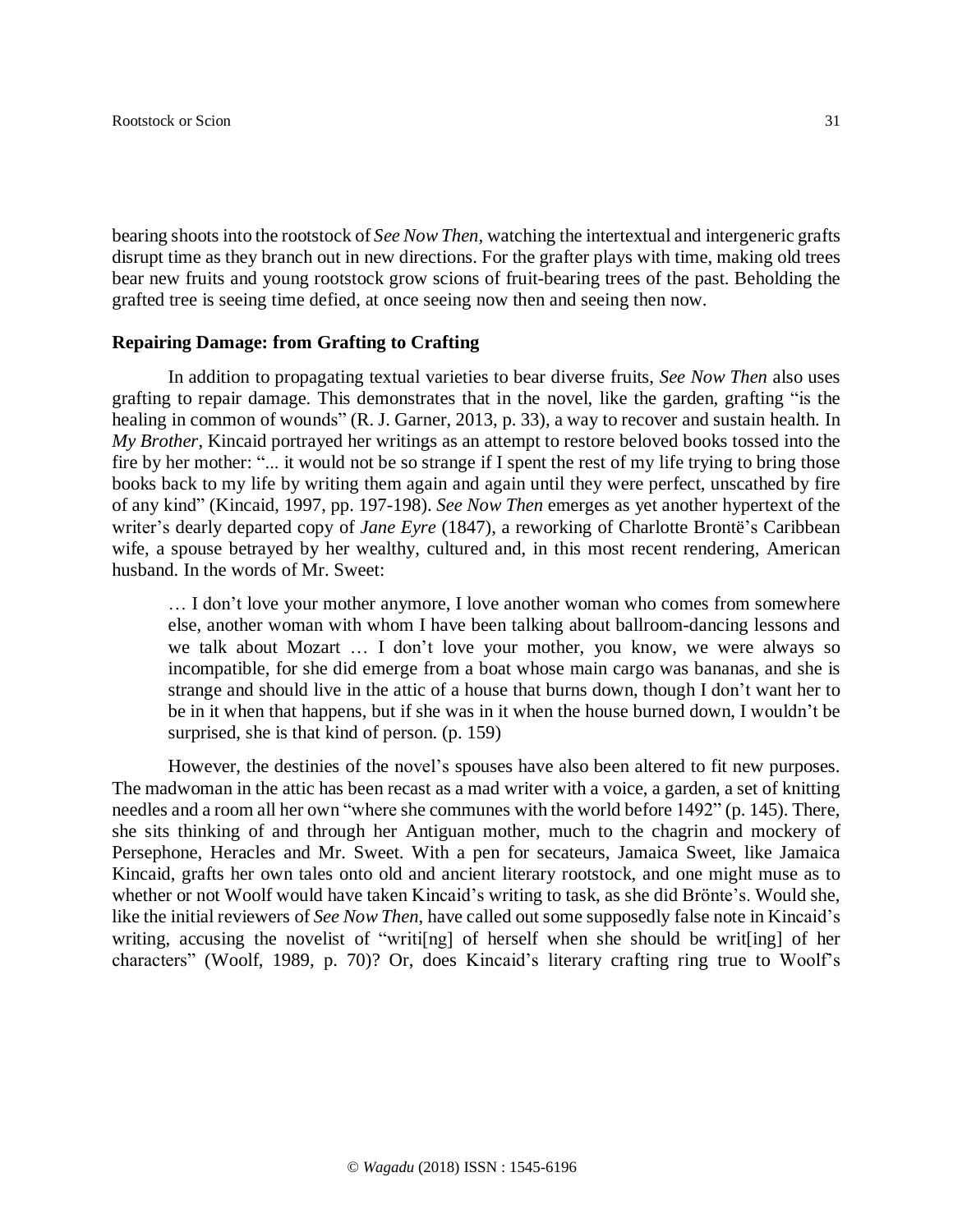bearing shoots into the rootstock of *See Now Then*, watching the intertextual and intergeneric grafts disrupt time as they branch out in new directions. For the grafter plays with time, making old trees bear new fruits and young rootstock grow scions of fruit-bearing trees of the past. Beholding the grafted tree is seeing time defied, at once seeing now then and seeing then now.

## Repairing Damage: from Grafting to Crafting

In addition to propagating textual varieties to bear diverse fruits, *See Now Then* also uses grafting to repair damage. This demonstrates that in the novel, like the garden, grafting "is the healing in common of wounds" (R. J. Garner, 2013, p. 33), a way to recover and sustain health. In *My Brother*, Kincaid portrayed her writings as an attempt to restore beloved books tossed into the fire by her mother: "... it would not be so strange if I spent the rest of my life trying to bring those books back to my life by writing them again and again until they were perfect, unscathed by fire of any kind" (Kincaid, 1997, pp. 197-198). *See Now Then* emerges as yet another hypertext of the writer's dearly departed copy of *Jane Eyre* (1847), a reworking of Charlotte Brontë's Caribbean wife, a spouse betrayed by her wealthy, cultured and, in this most recent rendering, American husband. In the words of Mr. Sweet:

> … I don't love your mother anymore, I love another woman who comes from somewhere else, another woman with whom I have been talking about ballroom-dancing lessons and we talk about Mozart … I don't love your mother, you know, we were always so incompatible, for she did emerge from a boat whose main cargo was bananas, and she is strange and should live in the attic of a house that burns down, though I don't want her to be in it when that happens, but if she was in it when the house burned down, I wouldn't be surprised, she is that kind of person. (p. 159)

However, the destinies of the novel's spouses have also been altered to fit new purposes. The madwoman in the attic has been recast as a mad writer with a voice, a garden, a set of knitting needles and a room all her own "where she communes with the world before 1492" (p. 145). There, she sits thinking of and through her Antiguan mother, much to the chagrin and mockery of Persephone, Heracles and Mr. Sweet. With a pen for secateurs, Jamaica Sweet, like Jamaica Kincaid, grafts her own tales onto old and ancient literary rootstock, and one might muse as to whether or not Woolf would have taken Kincaid's writing to task, as she did Brönte's. Would she, like the initial reviewers of *See Now Then*, have called out some supposedly false note in Kincaid's writing, accusing the novelist of "writi[ng] of herself when she should be writ[ing] of her characters" (Woolf, 1989, p. 70)? Or, does Kincaid's literary crafting ring true to Woolf's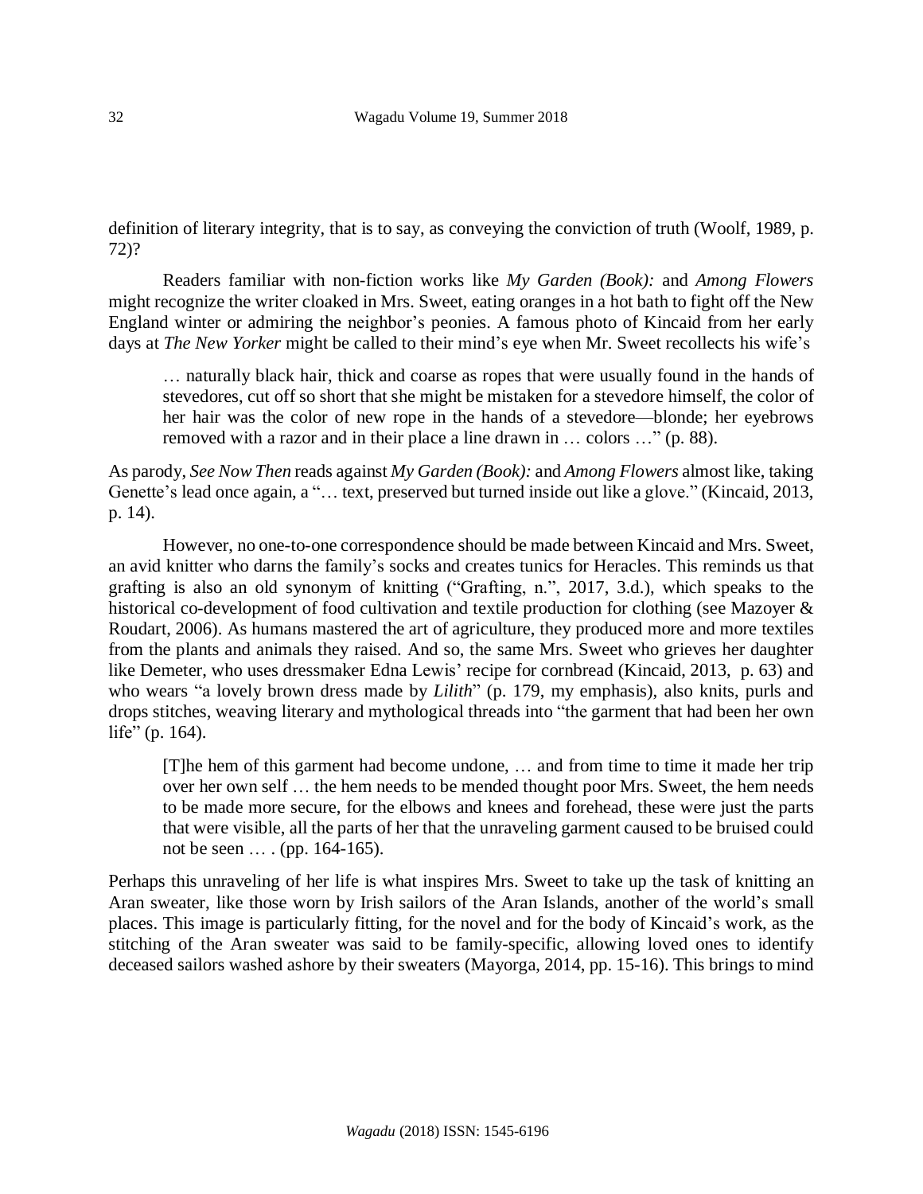definition of literary integrity, that is to say, as conveying the conviction of truth (Woolf, 1989, p. 72)?

Readers familiar with non-fiction works like *My Garden (Book):* and *Among Flowers* might recognize the writer cloaked in Mrs. Sweet, eating oranges in a hot bath to fight off the New England winter or admiring the neighbor's peonies. A famous photo of Kincaid from her early days at *The New Yorker* might be called to their mind's eye when Mr. Sweet recollects his wife's

> … naturally black hair, thick and coarse as ropes that were usually found in the hands of stevedores, cut off so short that she might be mistaken for a stevedore himself, the color of her hair was the color of new rope in the hands of a stevedore—blonde; her eyebrows removed with a razor and in their place a line drawn in … colors …" (p. 88).

As parody, *See Now Then* reads against *My Garden (Book):* and *Among Flowers* almost like, taking Genette's lead once again, a "… text, preserved but turned inside out like a glove." (Kincaid, 2013, p. 14).

However, no one-to-one correspondence should be made between Kincaid and Mrs. Sweet, an avid knitter who darns the family's socks and creates tunics for Heracles. This reminds us that grafting is also an old synonym of knitting ("Grafting, n.", 2017, 3.d.), which speaks to the historical co-development of food cultivation and textile production for clothing (see Mazoyer & Roudart, 2006). As humans mastered the art of agriculture, they produced more and more textiles from the plants and animals they raised. And so, the same Mrs. Sweet who grieves her daughter like Demeter, who uses dressmaker Edna Lewis' recipe for cornbread (Kincaid, 2013, p. 63) and who wears "a lovely brown dress made by *Lilith*" (p. 179, my emphasis), also knits, purls and drops stitches, weaving literary and mythological threads into "the garment that had been her own life" (p. 164).

> [T]he hem of this garment had become undone, … and from time to time it made her trip over her own self … the hem needs to be mended thought poor Mrs. Sweet, the hem needs to be made more secure, for the elbows and knees and forehead, these were just the parts that were visible, all the parts of her that the unraveling garment caused to be bruised could not be seen … . (pp. 164-165).

Perhaps this unraveling of her life is what inspires Mrs. Sweet to take up the task of knitting an Aran sweater, like those worn by Irish sailors of the Aran Islands, another of the world's small places. This image is particularly fitting, for the novel and for the body of Kincaid's work, as the stitching of the Aran sweater was said to be family-specific, allowing loved ones to identify deceased sailors washed ashore by their sweaters (Mayorga, 2014, pp. 15-16). This brings to mind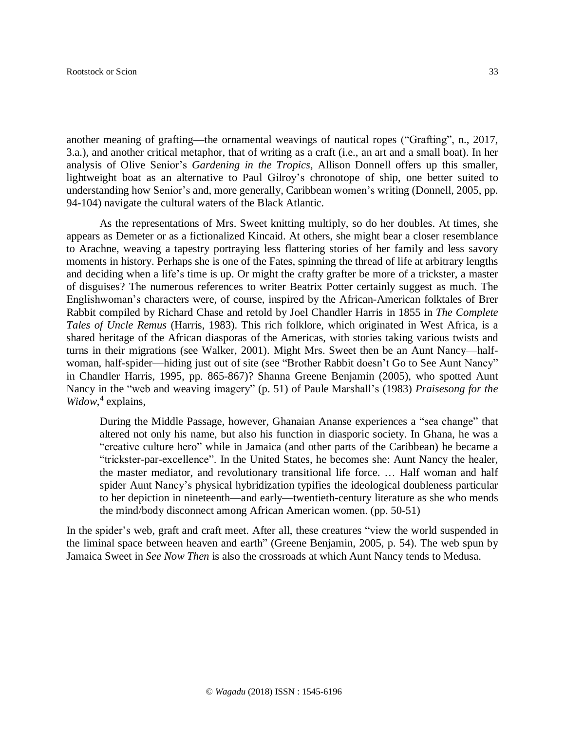another meaning of grafting—the ornamental weavings of nautical ropes ("Grafting", n., 2017, 3.a.), and another critical metaphor, that of writing as a craft (i.e., an art and a small boat). In her analysis of Olive Senior's *Gardening in the Tropics,* Allison Donnell offers up this smaller, lightweight boat as an alternative to Paul Gilroy's chronotope of ship, one better suited to understanding how Senior's and, more generally, Caribbean women's writing (Donnell, 2005, pp. 94-104) navigate the cultural waters of the Black Atlantic.

As the representations of Mrs. Sweet knitting multiply, so do her doubles. At times, she appears as Demeter or as a fictionalized Kincaid. At others, she might bear a closer resemblance to Arachne, weaving a tapestry portraying less flattering stories of her family and less savory moments in history. Perhaps she is one of the Fates, spinning the thread of life at arbitrary lengths and deciding when a life's time is up. Or might the crafty grafter be more of a trickster, a master of disguises? The numerous references to writer Beatrix Potter certainly suggest as much. The Englishwoman's characters were, of course, inspired by the African-American folktales of Brer Rabbit compiled by Richard Chase and retold by Joel Chandler Harris in 1855 in *The Complete Tales of Uncle Remus* (Harris, 1983). This rich folklore, which originated in West Africa, is a shared heritage of the African diasporas of the Americas, with stories taking various twists and turns in their migrations (see Walker, 2001). Might Mrs. Sweet then be an Aunt Nancy—half-woman, half-spider—hiding just out of site (see "Brother Rabbit doesn't Go to See Aunt Nancy" in Chandler Harris, 1995, pp. 865-867)? Shanna Greene Benjamin (2005), who spotted Aunt Nancy in the "web and weaving imagery" (p. 51) of Paule Marshall's (1983) *Praisesong for the Widow*,[4] explains,

> During the Middle Passage, however, Ghanaian Ananse experiences a "sea change" that altered not only his name, but also his function in diasporic society. In Ghana, he was a "creative culture hero" while in Jamaica (and other parts of the Caribbean) he became a "trickster-par-excellence". In the United States, he becomes she: Aunt Nancy the healer, the master mediator, and revolutionary transitional life force. … Half woman and half spider Aunt Nancy's physical hybridization typifies the ideological doubleness particular to her depiction in nineteenth—and early—twentieth-century literature as she who mends the mind/body disconnect among African American women. (pp. 50-51)

In the spider's web, graft and craft meet. After all, these creatures "view the world suspended in the liminal space between heaven and earth" (Greene Benjamin, 2005, p. 54). The web spun by Jamaica Sweet in *See Now Then* is also the crossroads at which Aunt Nancy tends to Medusa.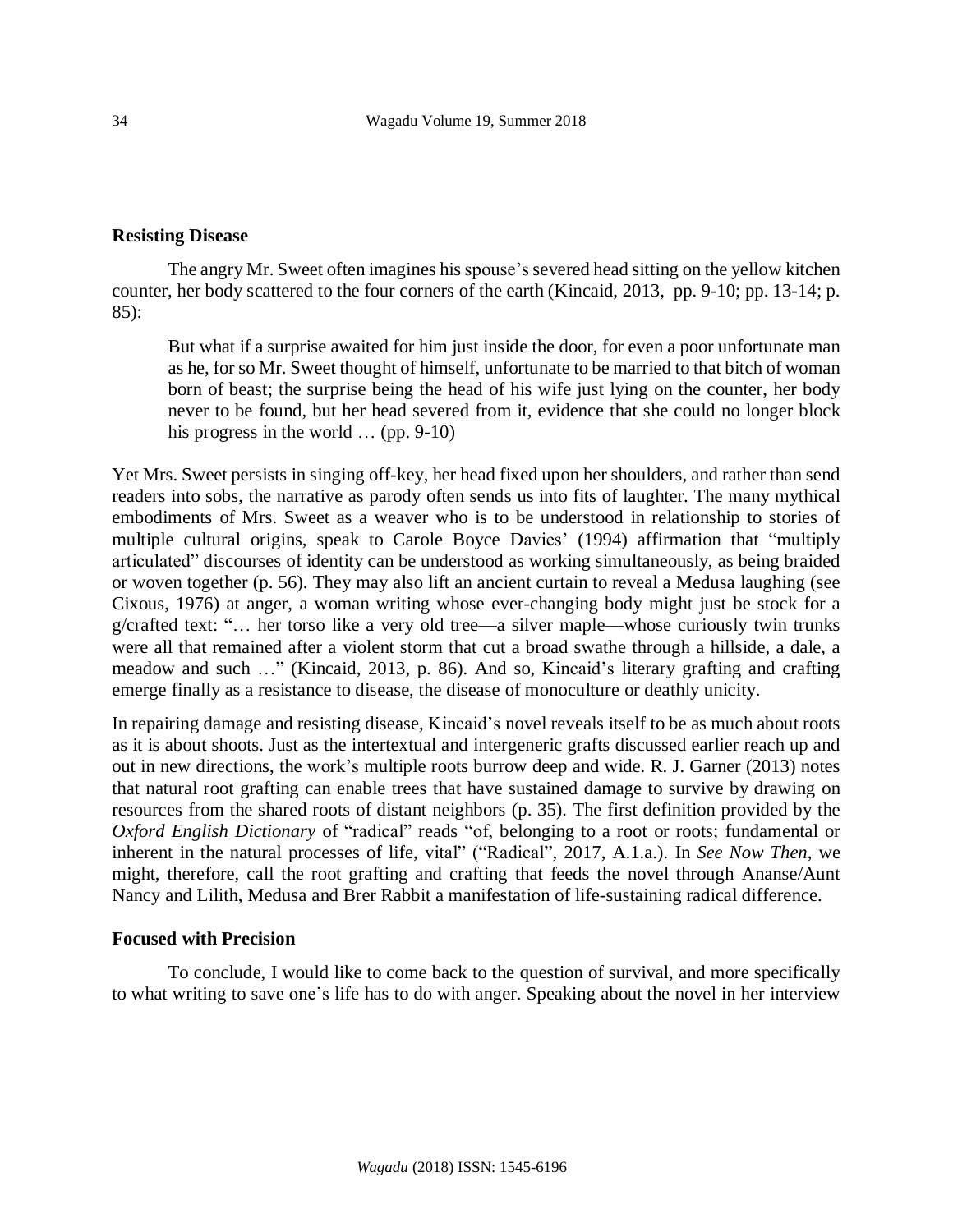### Resisting Disease

The angry Mr. Sweet often imagines his spouse's severed head sitting on the yellow kitchen counter, her body scattered to the four corners of the earth (Kincaid, 2013, pp. 9-10; pp. 13-14; p. 85):

> But what if a surprise awaited for him just inside the door, for even a poor unfortunate man as he, for so Mr. Sweet thought of himself, unfortunate to be married to that bitch of woman born of beast; the surprise being the head of his wife just lying on the counter, her body never to be found, but her head severed from it, evidence that she could no longer block his progress in the world … (pp. 9-10)

Yet Mrs. Sweet persists in singing off-key, her head fixed upon her shoulders, and rather than send readers into sobs, the narrative as parody often sends us into fits of laughter. The many mythical embodiments of Mrs. Sweet as a weaver who is to be understood in relationship to stories of multiple cultural origins, speak to Carole Boyce Davies' (1994) affirmation that "multiply articulated" discourses of identity can be understood as working simultaneously, as being braided or woven together (p. 56). They may also lift an ancient curtain to reveal a Medusa laughing (see Cixous, 1976) at anger, a woman writing whose ever-changing body might just be stock for a g/crafted text: "… her torso like a very old tree—a silver maple—whose curiously twin trunks were all that remained after a violent storm that cut a broad swathe through a hillside, a dale, a meadow and such …" (Kincaid, 2013, p. 86). And so, Kincaid's literary grafting and crafting emerge finally as a resistance to disease, the disease of monoculture or deathly unicity.

In repairing damage and resisting disease, Kincaid's novel reveals itself to be as much about roots as it is about shoots. Just as the intertextual and intergeneric grafts discussed earlier reach up and out in new directions, the work's multiple roots burrow deep and wide. R. J. Garner (2013) notes that natural root grafting can enable trees that have sustained damage to survive by drawing on resources from the shared roots of distant neighbors (p. 35). The first definition provided by the *Oxford English Dictionary* of "radical" reads "of, belonging to a root or roots; fundamental or inherent in the natural processes of life, vital" ("Radical", 2017, A.1.a.). In *See Now Then*, we might, therefore, call the root grafting and crafting that feeds the novel through Ananse/Aunt Nancy and Lilith, Medusa and Brer Rabbit a manifestation of life-sustaining radical difference.

### Focused with Precision

To conclude, I would like to come back to the question of survival, and more specifically to what writing to save one's life has to do with anger. Speaking about the novel in her interview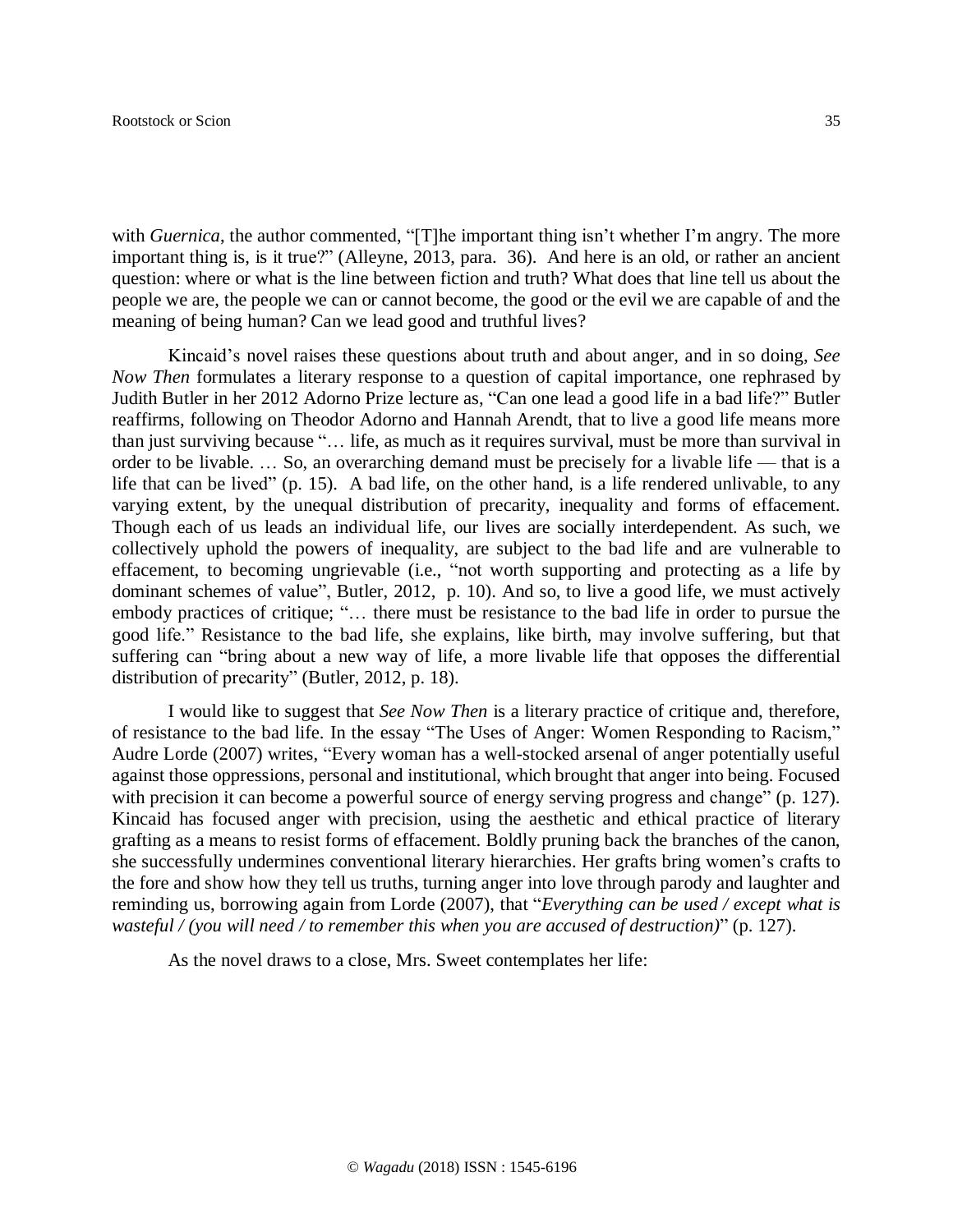with *Guernica*, the author commented, "[T]he important thing isn't whether I'm angry. The more important thing is, is it true?" (Alleyne, 2013, para. 36). And here is an old, or rather an ancient question: where or what is the line between fiction and truth? What does that line tell us about the people we are, the people we can or cannot become, the good or the evil we are capable of and the meaning of being human? Can we lead good and truthful lives?

Kincaid's novel raises these questions about truth and about anger, and in so doing, *See Now Then* formulates a literary response to a question of capital importance, one rephrased by Judith Butler in her 2012 Adorno Prize lecture as, "Can one lead a good life in a bad life?" Butler reaffirms, following on Theodor Adorno and Hannah Arendt, that to live a good life means more than just surviving because "… life, as much as it requires survival, must be more than survival in order to be livable. … So, an overarching demand must be precisely for a livable life — that is a life that can be lived" (p. 15). A bad life, on the other hand, is a life rendered unlivable, to any varying extent, by the unequal distribution of precarity, inequality and forms of effacement. Though each of us leads an individual life, our lives are socially interdependent. As such, we collectively uphold the powers of inequality, are subject to the bad life and are vulnerable to effacement, to becoming ungrievable (i.e., "not worth supporting and protecting as a life by dominant schemes of value", Butler, 2012, p. 10). And so, to live a good life, we must actively embody practices of critique; "… there must be resistance to the bad life in order to pursue the good life." Resistance to the bad life, she explains, like birth, may involve suffering, but that suffering can "bring about a new way of life, a more livable life that opposes the differential distribution of precarity" (Butler, 2012, p. 18).

I would like to suggest that *See Now Then* is a literary practice of critique and, therefore, of resistance to the bad life. In the essay "The Uses of Anger: Women Responding to Racism," Audre Lorde (2007) writes, "Every woman has a well-stocked arsenal of anger potentially useful against those oppressions, personal and institutional, which brought that anger into being. Focused with precision it can become a powerful source of energy serving progress and change" (p. 127). Kincaid has focused anger with precision, using the aesthetic and ethical practice of literary grafting as a means to resist forms of effacement. Boldly pruning back the branches of the canon, she successfully undermines conventional literary hierarchies. Her grafts bring women's crafts to the fore and show how they tell us truths, turning anger into love through parody and laughter and reminding us, borrowing again from Lorde (2007), that "*Everything can be used / except what is wasteful / (you will need / to remember this when you are accused of destruction)*" (p. 127).

As the novel draws to a close, Mrs. Sweet contemplates her life: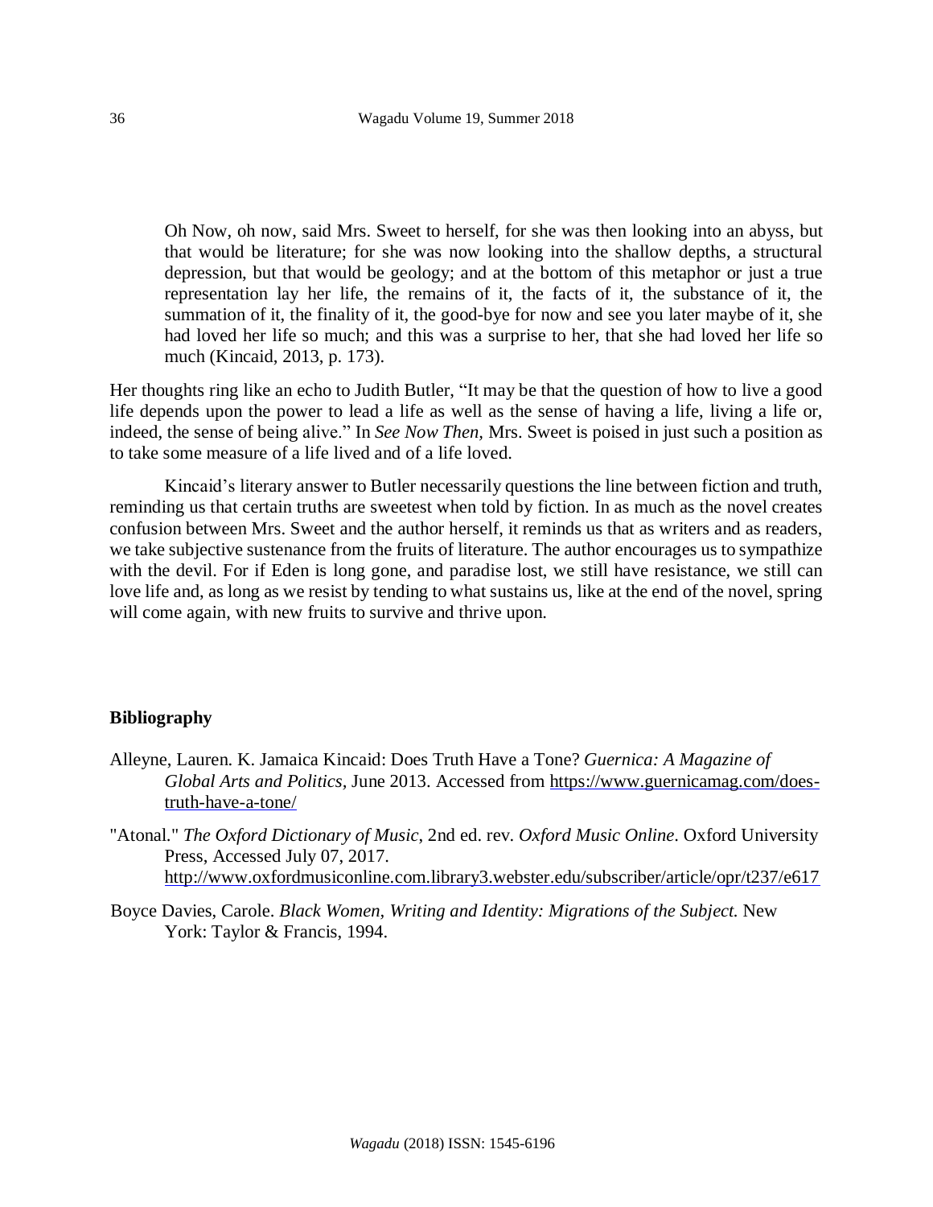> Oh Now, oh now, said Mrs. Sweet to herself, for she was then looking into an abyss, but that would be literature; for she was now looking into the shallow depths, a structural depression, but that would be geology; and at the bottom of this metaphor or just a true representation lay her life, the remains of it, the facts of it, the substance of it, the summation of it, the finality of it, the good-bye for now and see you later maybe of it, she had loved her life so much; and this was a surprise to her, that she had loved her life so much (Kincaid, 2013, p. 173).

Her thoughts ring like an echo to Judith Butler, "It may be that the question of how to live a good life depends upon the power to lead a life as well as the sense of having a life, living a life or, indeed, the sense of being alive." In *See Now Then,* Mrs. Sweet is poised in just such a position as to take some measure of a life lived and of a life loved.

Kincaid's literary answer to Butler necessarily questions the line between fiction and truth, reminding us that certain truths are sweetest when told by fiction. In as much as the novel creates confusion between Mrs. Sweet and the author herself, it reminds us that as writers and as readers, we take subjective sustenance from the fruits of literature. The author encourages us to sympathize with the devil. For if Eden is long gone, and paradise lost, we still have resistance, we still can love life and, as long as we resist by tending to what sustains us, like at the end of the novel, spring will come again, with new fruits to survive and thrive upon.

## Bibliography

Alleyne, Lauren. K. Jamaica Kincaid: Does Truth Have a Tone? *Guernica: A Magazine of Global Arts and Politics*, June 2013. Accessed from https://www.guernicamag.com/does-truth-have-a-tone/

"Atonal." *The Oxford Dictionary of Music*, 2nd ed. rev. *Oxford Music Online*. Oxford University Press, Accessed July 07, 2017. http://www.oxfordmusiconline.com.library3.webster.edu/subscriber/article/opr/t237/e617

Boyce Davies, Carole. *Black Women, Writing and Identity: Migrations of the Subject.* New York: Taylor & Francis, 1994.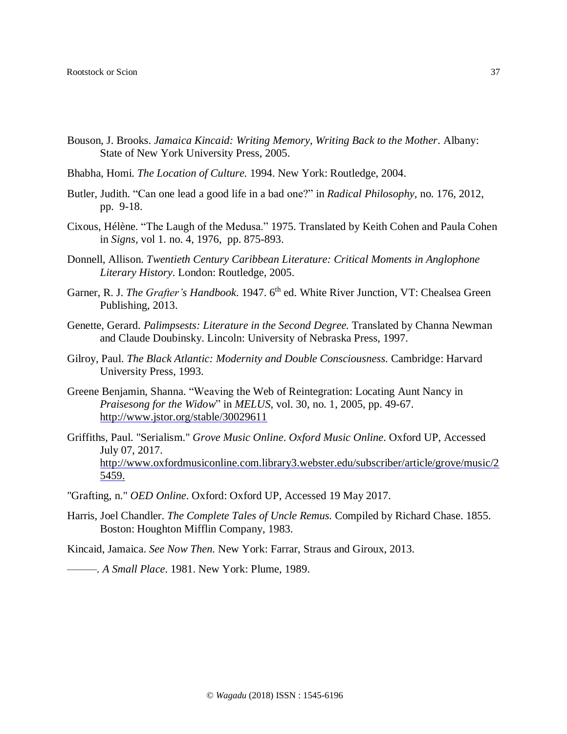Bouson, J. Brooks. *Jamaica Kincaid: Writing Memory, Writing Back to the Mother*. Albany: State of New York University Press, 2005.

Bhabha, Homi. *The Location of Culture.* 1994. New York: Routledge, 2004.

Butler, Judith. "Can one lead a good life in a bad one?" in *Radical Philosophy,* no. 176, 2012, pp. 9-18.

Cixous, Hélène. "The Laugh of the Medusa." 1975. Translated by Keith Cohen and Paula Cohen in *Signs,* vol 1. no. 4, 1976, pp. 875-893.

Donnell, Allison. *Twentieth Century Caribbean Literature: Critical Moments in Anglophone Literary History*. London: Routledge, 2005.

Garner, R. J. *The Grafter's Handbook*. 1947. 6th ed. White River Junction, VT: Chealsea Green Publishing, 2013.

Genette, Gerard. *Palimpsests: Literature in the Second Degree.* Translated by Channa Newman and Claude Doubinsky. Lincoln: University of Nebraska Press, 1997.

Gilroy, Paul. *The Black Atlantic: Modernity and Double Consciousness.* Cambridge: Harvard University Press, 1993.

Greene Benjamin, Shanna. "Weaving the Web of Reintegration: Locating Aunt Nancy in *Praisesong for the Widow*" in *MELUS*, vol. 30, no. 1, 2005, pp. 49-67. http://www.jstor.org/stable/30029611

Griffiths, Paul. "Serialism." *Grove Music Online*. *Oxford Music Online*. Oxford UP, Accessed July 07, 2017. http://www.oxfordmusiconline.com.library3.webster.edu/subscriber/article/grove/music/25459.

"Grafting, n." *OED Online*. Oxford: Oxford UP, Accessed 19 May 2017.

Harris, Joel Chandler. *The Complete Tales of Uncle Remus.* Compiled by Richard Chase. 1855. Boston: Houghton Mifflin Company, 1983.

Kincaid, Jamaica. *See Now Then.* New York: Farrar, Straus and Giroux, 2013.

———. *A Small Place*. 1981. New York: Plume, 1989.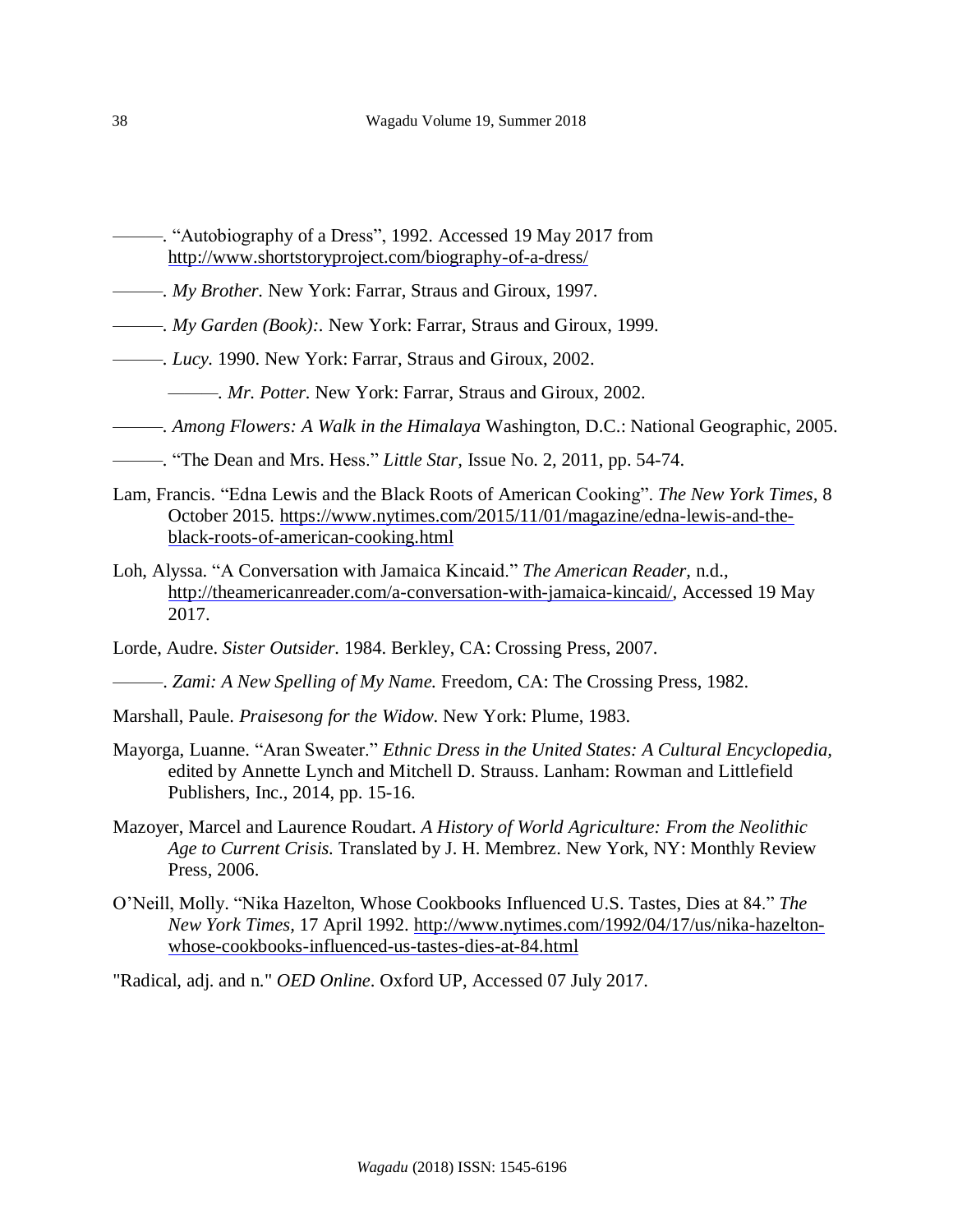———. “Autobiography of a Dress”, 1992. Accessed 19 May 2017 from http://www.shortstoryproject.com/biography-of-a-dress/

———. *My Brother.* New York: Farrar, Straus and Giroux, 1997.

———. *My Garden (Book):.* New York: Farrar, Straus and Giroux, 1999.

———. *Lucy.* 1990. New York: Farrar, Straus and Giroux, 2002.

———. *Mr. Potter.* New York: Farrar, Straus and Giroux, 2002.

———. *Among Flowers: A Walk in the Himalaya* Washington, D.C.: National Geographic, 2005.

———. “The Dean and Mrs. Hess.” *Little Star,* Issue No. 2, 2011, pp. 54-74.

Lam, Francis. “Edna Lewis and the Black Roots of American Cooking”. *The New York Times,* 8 October 2015. https://www.nytimes.com/2015/11/01/magazine/edna-lewis-and-the-black-roots-of-american-cooking.html

Loh, Alyssa. “A Conversation with Jamaica Kincaid.” *The American Reader,* n.d., http://theamericanreader.com/a-conversation-with-jamaica-kincaid/, Accessed 19 May 2017.

Lorde, Audre. *Sister Outsider.* 1984. Berkley, CA: Crossing Press, 2007.

———. *Zami: A New Spelling of My Name.* Freedom, CA: The Crossing Press, 1982.

Marshall, Paule. *Praisesong for the Widow*. New York: Plume, 1983.

Mayorga, Luanne. “Aran Sweater.” *Ethnic Dress in the United States: A Cultural Encyclopedia,* edited by Annette Lynch and Mitchell D. Strauss. Lanham: Rowman and Littlefield Publishers, Inc., 2014, pp. 15-16.

Mazoyer, Marcel and Laurence Roudart. *A History of World Agriculture: From the Neolithic Age to Current Crisis.* Translated by J. H. Membrez. New York, NY: Monthly Review Press, 2006.

O’Neill, Molly. “Nika Hazelton, Whose Cookbooks Influenced U.S. Tastes, Dies at 84.” *The New York Times*, 17 April 1992. http://www.nytimes.com/1992/04/17/us/nika-hazelton-whose-cookbooks-influenced-us-tastes-dies-at-84.html

"Radical, adj. and n." *OED Online*. Oxford UP, Accessed 07 July 2017.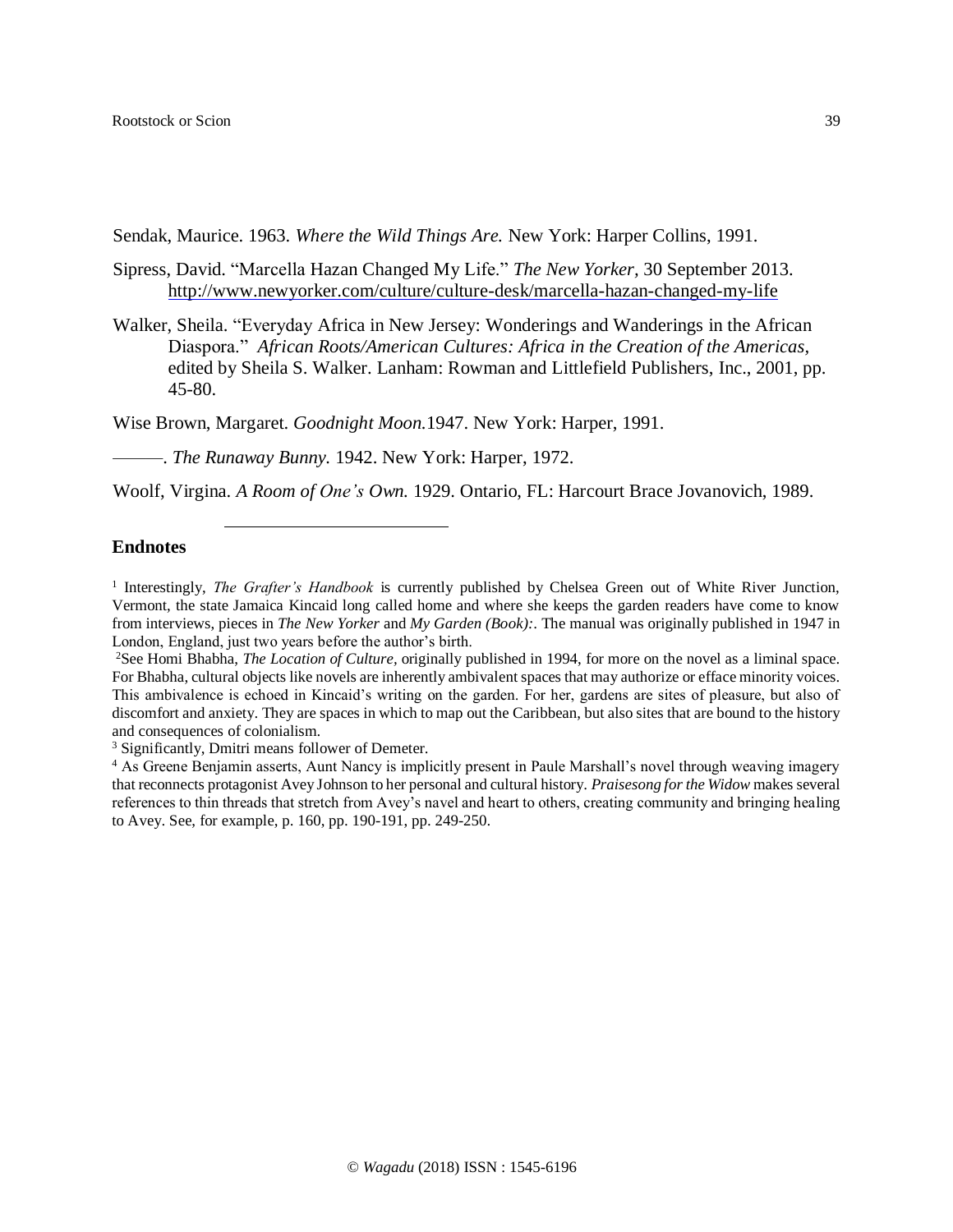Sendak, Maurice. 1963. *Where the Wild Things Are.* New York: Harper Collins, 1991.

Sipress, David. "Marcella Hazan Changed My Life." *The New Yorker,* 30 September 2013. http://www.newyorker.com/culture/culture-desk/marcella-hazan-changed-my-life

Walker, Sheila. "Everyday Africa in New Jersey: Wonderings and Wanderings in the African Diaspora." *African Roots/American Cultures: Africa in the Creation of the Americas,* edited by Sheila S. Walker. Lanham: Rowman and Littlefield Publishers, Inc., 2001, pp. 45-80.

Wise Brown, Margaret. *Goodnight Moon.*1947. New York: Harper, 1991.

———. *The Runaway Bunny.* 1942. New York: Harper, 1972.

Woolf, Virgina. *A Room of One's Own.* 1929. Ontario, FL: Harcourt Brace Jovanovich, 1989.

## Endnotes

[1] Interestingly, *The Grafter's Handbook* is currently published by Chelsea Green out of White River Junction, Vermont, the state Jamaica Kincaid long called home and where she keeps the garden readers have come to know from interviews, pieces in *The New Yorker* and *My Garden (Book):*. The manual was originally published in 1947 in London, England, just two years before the author's birth.

[2]See Homi Bhabha, *The Location of Culture,* originally published in 1994, for more on the novel as a liminal space. For Bhabha, cultural objects like novels are inherently ambivalent spaces that may authorize or efface minority voices. This ambivalence is echoed in Kincaid's writing on the garden. For her, gardens are sites of pleasure, but also of discomfort and anxiety. They are spaces in which to map out the Caribbean, but also sites that are bound to the history and consequences of colonialism.

[3] Significantly, Dmitri means follower of Demeter.

[4] As Greene Benjamin asserts, Aunt Nancy is implicitly present in Paule Marshall's novel through weaving imagery that reconnects protagonist Avey Johnson to her personal and cultural history. *Praisesong for the Widow* makes several references to thin threads that stretch from Avey's navel and heart to others, creating community and bringing healing to Avey. See, for example, p. 160, pp. 190-191, pp. 249-250.